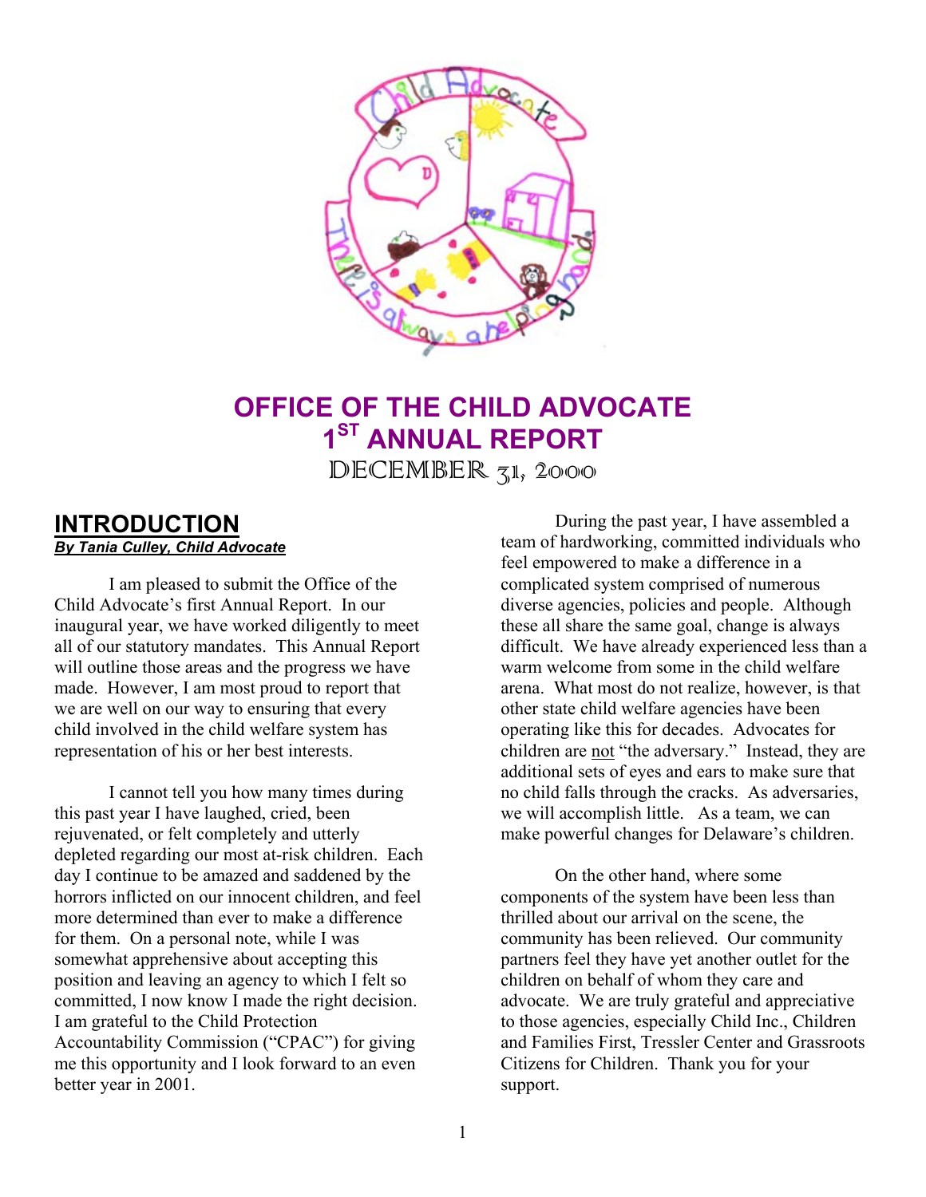# OFFICE OF THE CHILD ADVOCATE
# 1ST ANNUAL REPORT

DECEMBER 31, 2000

## INTRODUCTION

***By Tania Culley, Child Advocate***

I am pleased to submit the Office of the Child Advocate's first Annual Report. In our inaugural year, we have worked diligently to meet all of our statutory mandates. This Annual Report will outline those areas and the progress we have made. However, I am most proud to report that we are well on our way to ensuring that every child involved in the child welfare system has representation of his or her best interests.

I cannot tell you how many times during this past year I have laughed, cried, been rejuvenated, or felt completely and utterly depleted regarding our most at-risk children. Each day I continue to be amazed and saddened by the horrors inflicted on our innocent children, and feel more determined than ever to make a difference for them. On a personal note, while I was somewhat apprehensive about accepting this position and leaving an agency to which I felt so committed, I now know I made the right decision. I am grateful to the Child Protection Accountability Commission ("CPAC") for giving me this opportunity and I look forward to an even better year in 2001.

During the past year, I have assembled a team of hardworking, committed individuals who feel empowered to make a difference in a complicated system comprised of numerous diverse agencies, policies and people. Although these all share the same goal, change is always difficult. We have already experienced less than a warm welcome from some in the child welfare arena. What most do not realize, however, is that other state child welfare agencies have been operating like this for decades. Advocates for children are not "the adversary." Instead, they are additional sets of eyes and ears to make sure that no child falls through the cracks. As adversaries, we will accomplish little. As a team, we can make powerful changes for Delaware's children.

On the other hand, where some components of the system have been less than thrilled about our arrival on the scene, the community has been relieved. Our community partners feel they have yet another outlet for the children on behalf of whom they care and advocate. We are truly grateful and appreciative to those agencies, especially Child Inc., Children and Families First, Tressler Center and Grassroots Citizens for Children. Thank you for your support.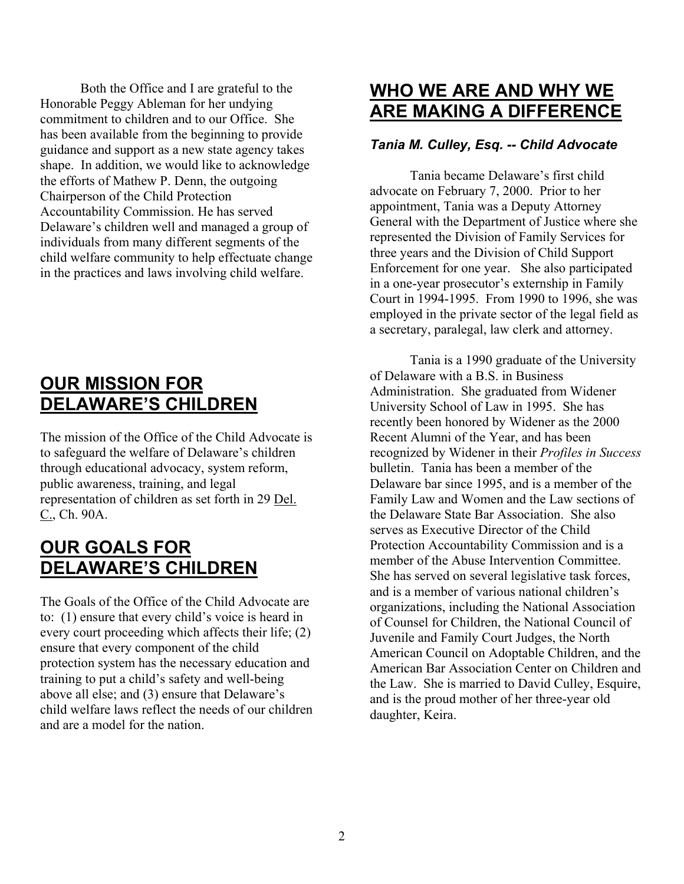Both the Office and I are grateful to the Honorable Peggy Ableman for her undying commitment to children and to our Office. She has been available from the beginning to provide guidance and support as a new state agency takes shape. In addition, we would like to acknowledge the efforts of Mathew P. Denn, the outgoing Chairperson of the Child Protection Accountability Commission. He has served Delaware's children well and managed a group of individuals from many different segments of the child welfare community to help effectuate change in the practices and laws involving child welfare.

## OUR MISSION FOR DELAWARE'S CHILDREN

The mission of the Office of the Child Advocate is to safeguard the welfare of Delaware's children through educational advocacy, system reform, public awareness, training, and legal representation of children as set forth in 29 Del. C., Ch. 90A.

## OUR GOALS FOR DELAWARE'S CHILDREN

The Goals of the Office of the Child Advocate are to: (1) ensure that every child's voice is heard in every court proceeding which affects their life; (2) ensure that every component of the child protection system has the necessary education and training to put a child's safety and well-being above all else; and (3) ensure that Delaware's child welfare laws reflect the needs of our children and are a model for the nation.

## WHO WE ARE AND WHY WE ARE MAKING A DIFFERENCE

### *Tania M. Culley, Esq. -- Child Advocate*

Tania became Delaware's first child advocate on February 7, 2000. Prior to her appointment, Tania was a Deputy Attorney General with the Department of Justice where she represented the Division of Family Services for three years and the Division of Child Support Enforcement for one year. She also participated in a one-year prosecutor's externship in Family Court in 1994-1995. From 1990 to 1996, she was employed in the private sector of the legal field as a secretary, paralegal, law clerk and attorney.

Tania is a 1990 graduate of the University of Delaware with a B.S. in Business Administration. She graduated from Widener University School of Law in 1995. She has recently been honored by Widener as the 2000 Recent Alumni of the Year, and has been recognized by Widener in their *Profiles in Success* bulletin. Tania has been a member of the Delaware bar since 1995, and is a member of the Family Law and Women and the Law sections of the Delaware State Bar Association. She also serves as Executive Director of the Child Protection Accountability Commission and is a member of the Abuse Intervention Committee. She has served on several legislative task forces, and is a member of various national children's organizations, including the National Association of Counsel for Children, the National Council of Juvenile and Family Court Judges, the North American Council on Adoptable Children, and the American Bar Association Center on Children and the Law. She is married to David Culley, Esquire, and is the proud mother of her three-year old daughter, Keira.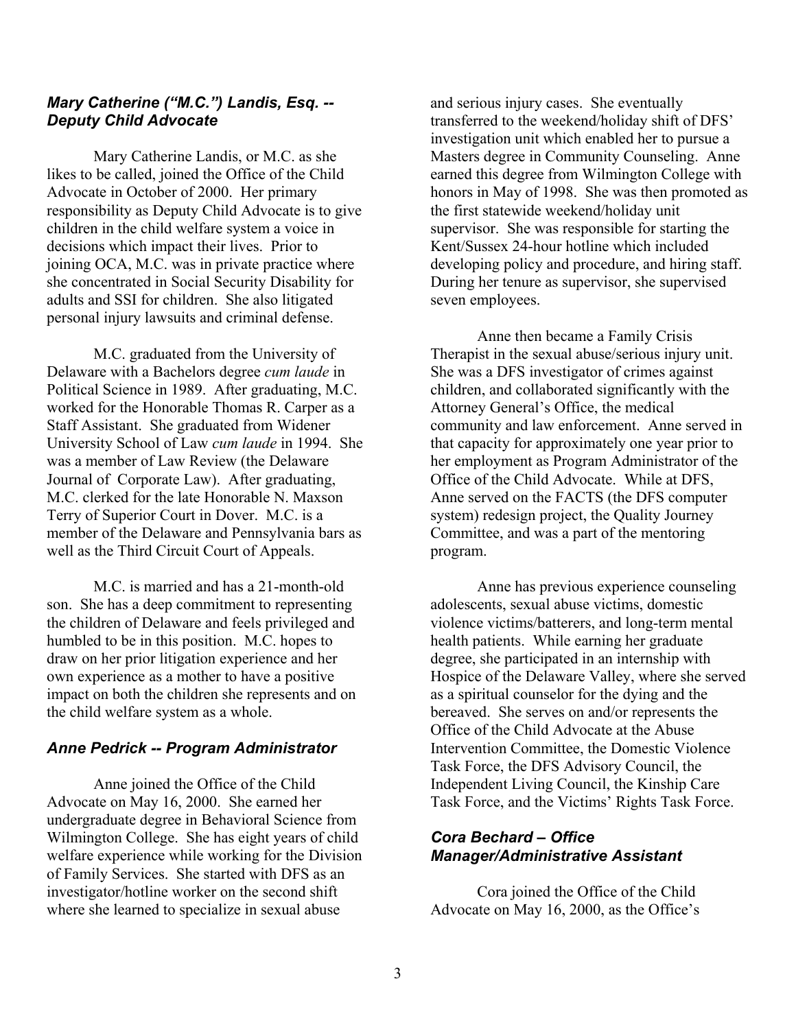### *Mary Catherine ("M.C.") Landis, Esq. -- Deputy Child Advocate*

Mary Catherine Landis, or M.C. as she likes to be called, joined the Office of the Child Advocate in October of 2000. Her primary responsibility as Deputy Child Advocate is to give children in the child welfare system a voice in decisions which impact their lives. Prior to joining OCA, M.C. was in private practice where she concentrated in Social Security Disability for adults and SSI for children. She also litigated personal injury lawsuits and criminal defense.

M.C. graduated from the University of Delaware with a Bachelors degree *cum laude* in Political Science in 1989. After graduating, M.C. worked for the Honorable Thomas R. Carper as a Staff Assistant. She graduated from Widener University School of Law *cum laude* in 1994. She was a member of Law Review (the Delaware Journal of Corporate Law). After graduating, M.C. clerked for the late Honorable N. Maxson Terry of Superior Court in Dover. M.C. is a member of the Delaware and Pennsylvania bars as well as the Third Circuit Court of Appeals.

M.C. is married and has a 21-month-old son. She has a deep commitment to representing the children of Delaware and feels privileged and humbled to be in this position. M.C. hopes to draw on her prior litigation experience and her own experience as a mother to have a positive impact on both the children she represents and on the child welfare system as a whole.

### *Anne Pedrick -- Program Administrator*

Anne joined the Office of the Child Advocate on May 16, 2000. She earned her undergraduate degree in Behavioral Science from Wilmington College. She has eight years of child welfare experience while working for the Division of Family Services. She started with DFS as an investigator/hotline worker on the second shift where she learned to specialize in sexual abuse and serious injury cases. She eventually transferred to the weekend/holiday shift of DFS' investigation unit which enabled her to pursue a Masters degree in Community Counseling. Anne earned this degree from Wilmington College with honors in May of 1998. She was then promoted as the first statewide weekend/holiday unit supervisor. She was responsible for starting the Kent/Sussex 24-hour hotline which included developing policy and procedure, and hiring staff. During her tenure as supervisor, she supervised seven employees.

Anne then became a Family Crisis Therapist in the sexual abuse/serious injury unit. She was a DFS investigator of crimes against children, and collaborated significantly with the Attorney General's Office, the medical community and law enforcement. Anne served in that capacity for approximately one year prior to her employment as Program Administrator of the Office of the Child Advocate. While at DFS, Anne served on the FACTS (the DFS computer system) redesign project, the Quality Journey Committee, and was a part of the mentoring program.

Anne has previous experience counseling adolescents, sexual abuse victims, domestic violence victims/batterers, and long-term mental health patients. While earning her graduate degree, she participated in an internship with Hospice of the Delaware Valley, where she served as a spiritual counselor for the dying and the bereaved. She serves on and/or represents the Office of the Child Advocate at the Abuse Intervention Committee, the Domestic Violence Task Force, the DFS Advisory Council, the Independent Living Council, the Kinship Care Task Force, and the Victims' Rights Task Force.

### *Cora Bechard – Office Manager/Administrative Assistant*

Cora joined the Office of the Child Advocate on May 16, 2000, as the Office's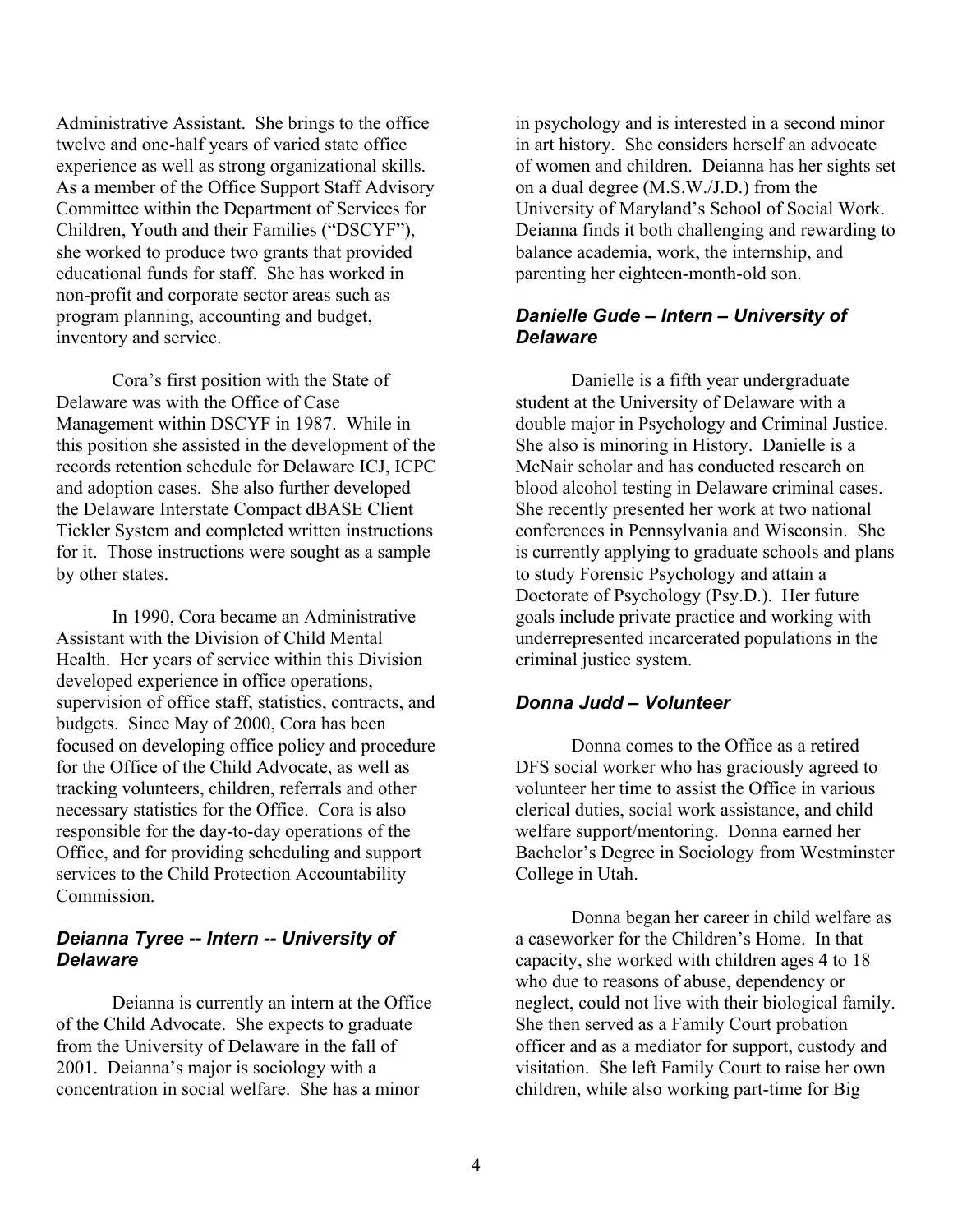Administrative Assistant. She brings to the office twelve and one-half years of varied state office experience as well as strong organizational skills. As a member of the Office Support Staff Advisory Committee within the Department of Services for Children, Youth and their Families ("DSCYF"), she worked to produce two grants that provided educational funds for staff. She has worked in non-profit and corporate sector areas such as program planning, accounting and budget, inventory and service.

Cora's first position with the State of Delaware was with the Office of Case Management within DSCYF in 1987. While in this position she assisted in the development of the records retention schedule for Delaware ICJ, ICPC and adoption cases. She also further developed the Delaware Interstate Compact dBASE Client Tickler System and completed written instructions for it. Those instructions were sought as a sample by other states.

In 1990, Cora became an Administrative Assistant with the Division of Child Mental Health. Her years of service within this Division developed experience in office operations, supervision of office staff, statistics, contracts, and budgets. Since May of 2000, Cora has been focused on developing office policy and procedure for the Office of the Child Advocate, as well as tracking volunteers, children, referrals and other necessary statistics for the Office. Cora is also responsible for the day-to-day operations of the Office, and for providing scheduling and support services to the Child Protection Accountability Commission.

### *Deianna Tyree -- Intern -- University of Delaware*

Deianna is currently an intern at the Office of the Child Advocate. She expects to graduate from the University of Delaware in the fall of 2001. Deianna's major is sociology with a concentration in social welfare. She has a minor in psychology and is interested in a second minor in art history. She considers herself an advocate of women and children. Deianna has her sights set on a dual degree (M.S.W./J.D.) from the University of Maryland's School of Social Work. Deianna finds it both challenging and rewarding to balance academia, work, the internship, and parenting her eighteen-month-old son.

### *Danielle Gude – Intern – University of Delaware*

Danielle is a fifth year undergraduate student at the University of Delaware with a double major in Psychology and Criminal Justice. She also is minoring in History. Danielle is a McNair scholar and has conducted research on blood alcohol testing in Delaware criminal cases. She recently presented her work at two national conferences in Pennsylvania and Wisconsin. She is currently applying to graduate schools and plans to study Forensic Psychology and attain a Doctorate of Psychology (Psy.D.). Her future goals include private practice and working with underrepresented incarcerated populations in the criminal justice system.

### *Donna Judd – Volunteer*

Donna comes to the Office as a retired DFS social worker who has graciously agreed to volunteer her time to assist the Office in various clerical duties, social work assistance, and child welfare support/mentoring. Donna earned her Bachelor's Degree in Sociology from Westminster College in Utah.

Donna began her career in child welfare as a caseworker for the Children's Home. In that capacity, she worked with children ages 4 to 18 who due to reasons of abuse, dependency or neglect, could not live with their biological family. She then served as a Family Court probation officer and as a mediator for support, custody and visitation. She left Family Court to raise her own children, while also working part-time for Big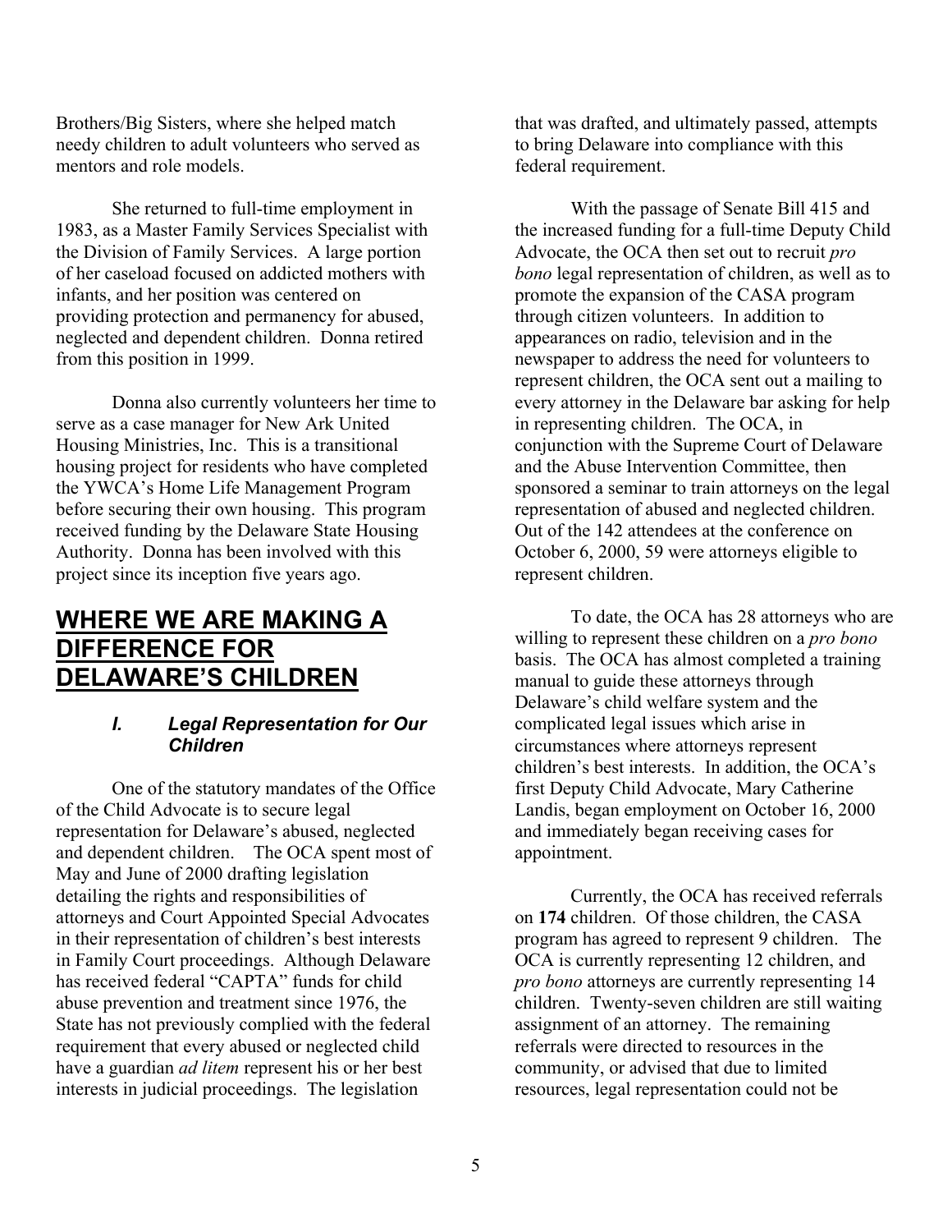Brothers/Big Sisters, where she helped match needy children to adult volunteers who served as mentors and role models.

She returned to full-time employment in 1983, as a Master Family Services Specialist with the Division of Family Services. A large portion of her caseload focused on addicted mothers with infants, and her position was centered on providing protection and permanency for abused, neglected and dependent children. Donna retired from this position in 1999.

Donna also currently volunteers her time to serve as a case manager for New Ark United Housing Ministries, Inc. This is a transitional housing project for residents who have completed the YWCA's Home Life Management Program before securing their own housing. This program received funding by the Delaware State Housing Authority. Donna has been involved with this project since its inception five years ago.

# WHERE WE ARE MAKING A DIFFERENCE FOR DELAWARE'S CHILDREN

## *I. Legal Representation for Our Children*

One of the statutory mandates of the Office of the Child Advocate is to secure legal representation for Delaware's abused, neglected and dependent children. The OCA spent most of May and June of 2000 drafting legislation detailing the rights and responsibilities of attorneys and Court Appointed Special Advocates in their representation of children's best interests in Family Court proceedings. Although Delaware has received federal "CAPTA" funds for child abuse prevention and treatment since 1976, the State has not previously complied with the federal requirement that every abused or neglected child have a guardian *ad litem* represent his or her best interests in judicial proceedings. The legislation that was drafted, and ultimately passed, attempts to bring Delaware into compliance with this federal requirement.

With the passage of Senate Bill 415 and the increased funding for a full-time Deputy Child Advocate, the OCA then set out to recruit *pro bono* legal representation of children, as well as to promote the expansion of the CASA program through citizen volunteers. In addition to appearances on radio, television and in the newspaper to address the need for volunteers to represent children, the OCA sent out a mailing to every attorney in the Delaware bar asking for help in representing children. The OCA, in conjunction with the Supreme Court of Delaware and the Abuse Intervention Committee, then sponsored a seminar to train attorneys on the legal representation of abused and neglected children. Out of the 142 attendees at the conference on October 6, 2000, 59 were attorneys eligible to represent children.

To date, the OCA has 28 attorneys who are willing to represent these children on a *pro bono* basis. The OCA has almost completed a training manual to guide these attorneys through Delaware's child welfare system and the complicated legal issues which arise in circumstances where attorneys represent children's best interests. In addition, the OCA's first Deputy Child Advocate, Mary Catherine Landis, began employment on October 16, 2000 and immediately began receiving cases for appointment.

Currently, the OCA has received referrals on **174** children. Of those children, the CASA program has agreed to represent 9 children. The OCA is currently representing 12 children, and *pro bono* attorneys are currently representing 14 children. Twenty-seven children are still waiting assignment of an attorney. The remaining referrals were directed to resources in the community, or advised that due to limited resources, legal representation could not be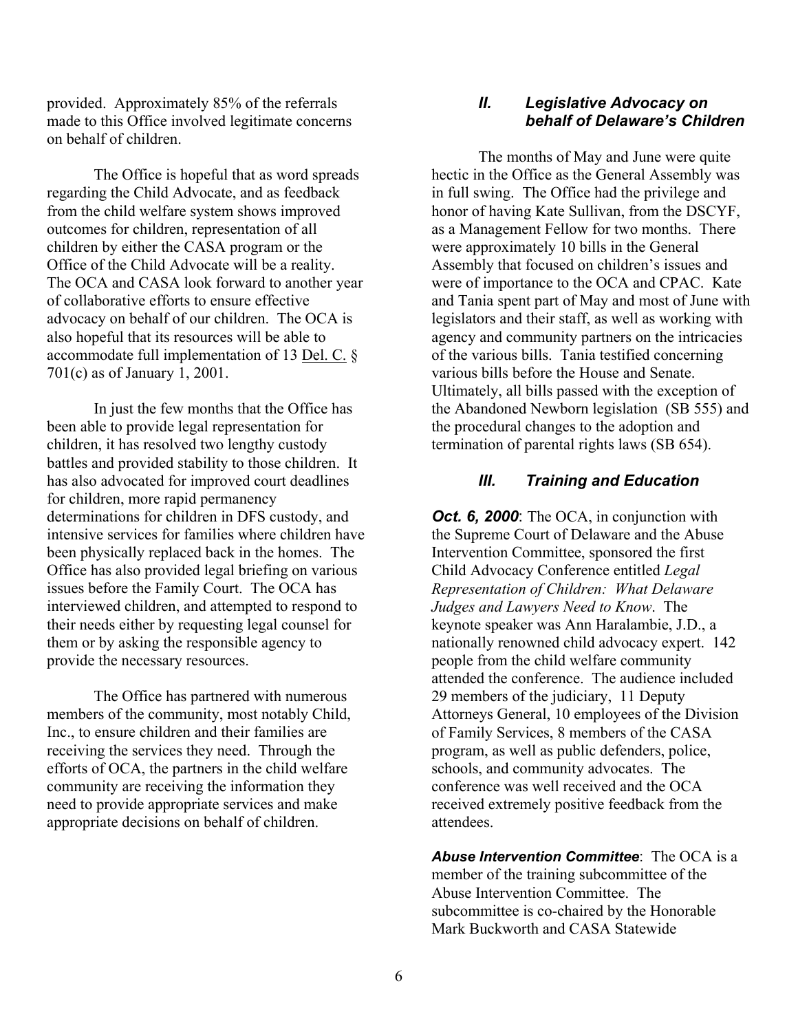provided. Approximately 85% of the referrals made to this Office involved legitimate concerns on behalf of children.

The Office is hopeful that as word spreads regarding the Child Advocate, and as feedback from the child welfare system shows improved outcomes for children, representation of all children by either the CASA program or the Office of the Child Advocate will be a reality. The OCA and CASA look forward to another year of collaborative efforts to ensure effective advocacy on behalf of our children. The OCA is also hopeful that its resources will be able to accommodate full implementation of 13 Del. C. § 701(c) as of January 1, 2001.

In just the few months that the Office has been able to provide legal representation for children, it has resolved two lengthy custody battles and provided stability to those children. It has also advocated for improved court deadlines for children, more rapid permanency determinations for children in DFS custody, and intensive services for families where children have been physically replaced back in the homes. The Office has also provided legal briefing on various issues before the Family Court. The OCA has interviewed children, and attempted to respond to their needs either by requesting legal counsel for them or by asking the responsible agency to provide the necessary resources.

The Office has partnered with numerous members of the community, most notably Child, Inc., to ensure children and their families are receiving the services they need. Through the efforts of OCA, the partners in the child welfare community are receiving the information they need to provide appropriate services and make appropriate decisions on behalf of children.

### *II. Legislative Advocacy on behalf of Delaware's Children*

The months of May and June were quite hectic in the Office as the General Assembly was in full swing. The Office had the privilege and honor of having Kate Sullivan, from the DSCYF, as a Management Fellow for two months. There were approximately 10 bills in the General Assembly that focused on children's issues and were of importance to the OCA and CPAC. Kate and Tania spent part of May and most of June with legislators and their staff, as well as working with agency and community partners on the intricacies of the various bills. Tania testified concerning various bills before the House and Senate. Ultimately, all bills passed with the exception of the Abandoned Newborn legislation (SB 555) and the procedural changes to the adoption and termination of parental rights laws (SB 654).

### *III. Training and Education*

***Oct. 6, 2000***: The OCA, in conjunction with the Supreme Court of Delaware and the Abuse Intervention Committee, sponsored the first Child Advocacy Conference entitled *Legal Representation of Children: What Delaware Judges and Lawyers Need to Know*. The keynote speaker was Ann Haralambie, J.D., a nationally renowned child advocacy expert. 142 people from the child welfare community attended the conference. The audience included 29 members of the judiciary, 11 Deputy Attorneys General, 10 employees of the Division of Family Services, 8 members of the CASA program, as well as public defenders, police, schools, and community advocates. The conference was well received and the OCA received extremely positive feedback from the attendees.

***Abuse Intervention Committee***: The OCA is a member of the training subcommittee of the Abuse Intervention Committee. The subcommittee is co-chaired by the Honorable Mark Buckworth and CASA Statewide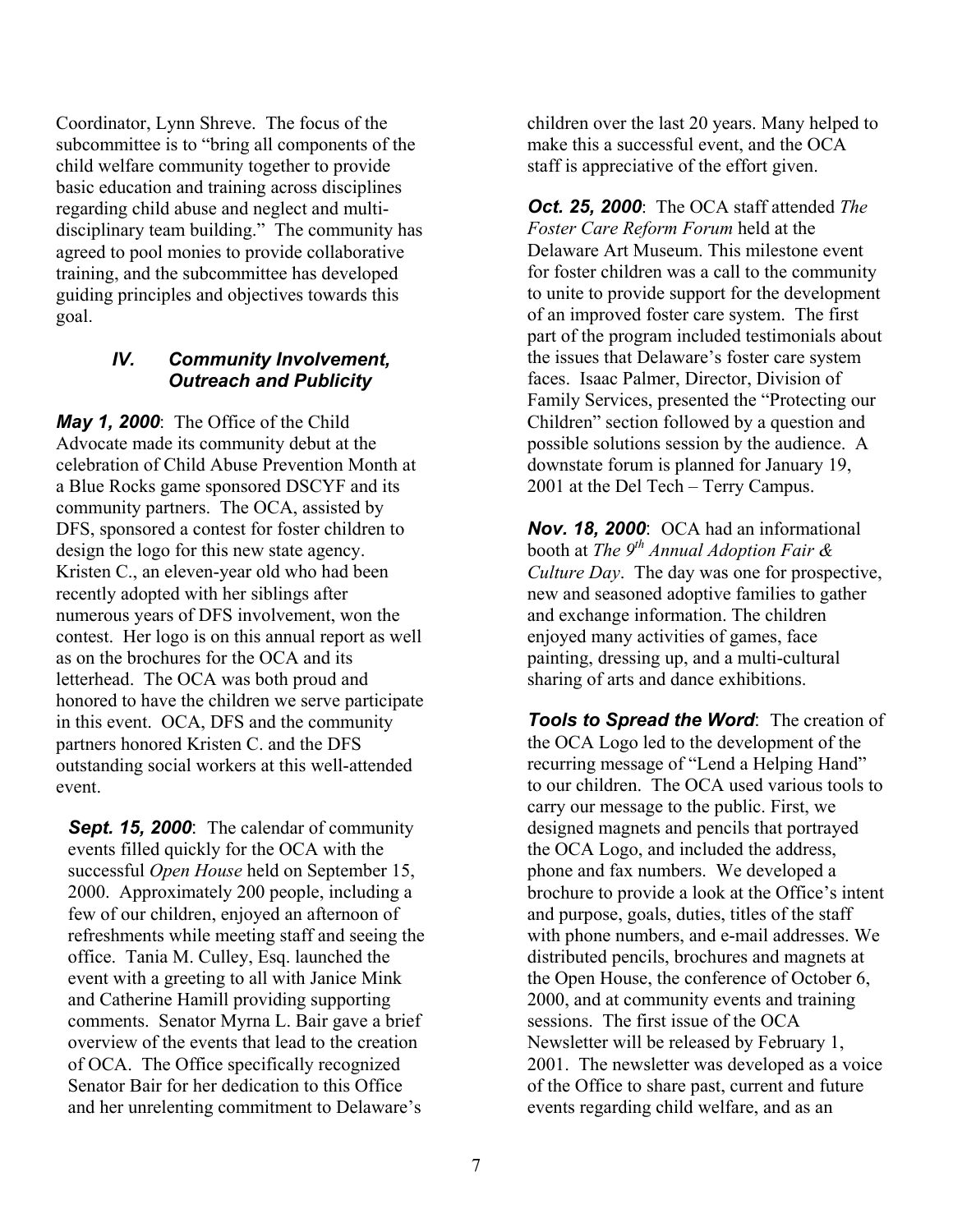Coordinator, Lynn Shreve. The focus of the subcommittee is to "bring all components of the child welfare community together to provide basic education and training across disciplines regarding child abuse and neglect and multi-disciplinary team building." The community has agreed to pool monies to provide collaborative training, and the subcommittee has developed guiding principles and objectives towards this goal.

### IV. Community Involvement, Outreach and Publicity

***May 1, 2000***: The Office of the Child Advocate made its community debut at the celebration of Child Abuse Prevention Month at a Blue Rocks game sponsored DSCYF and its community partners. The OCA, assisted by DFS, sponsored a contest for foster children to design the logo for this new state agency. Kristen C., an eleven-year old who had been recently adopted with her siblings after numerous years of DFS involvement, won the contest. Her logo is on this annual report as well as on the brochures for the OCA and its letterhead. The OCA was both proud and honored to have the children we serve participate in this event. OCA, DFS and the community partners honored Kristen C. and the DFS outstanding social workers at this well-attended event.

***Sept. 15, 2000***: The calendar of community events filled quickly for the OCA with the successful *Open House* held on September 15, 2000. Approximately 200 people, including a few of our children, enjoyed an afternoon of refreshments while meeting staff and seeing the office. Tania M. Culley, Esq. launched the event with a greeting to all with Janice Mink and Catherine Hamill providing supporting comments. Senator Myrna L. Bair gave a brief overview of the events that lead to the creation of OCA. The Office specifically recognized Senator Bair for her dedication to this Office and her unrelenting commitment to Delaware's children over the last 20 years. Many helped to make this a successful event, and the OCA staff is appreciative of the effort given.

***Oct. 25, 2000***: The OCA staff attended *The Foster Care Reform Forum* held at the Delaware Art Museum. This milestone event for foster children was a call to the community to unite to provide support for the development of an improved foster care system. The first part of the program included testimonials about the issues that Delaware's foster care system faces. Isaac Palmer, Director, Division of Family Services, presented the "Protecting our Children" section followed by a question and possible solutions session by the audience. A downstate forum is planned for January 19, 2001 at the Del Tech – Terry Campus.

***Nov. 18, 2000***: OCA had an informational booth at *The 9th Annual Adoption Fair & Culture Day*. The day was one for prospective, new and seasoned adoptive families to gather and exchange information. The children enjoyed many activities of games, face painting, dressing up, and a multi-cultural sharing of arts and dance exhibitions.

***Tools to Spread the Word***: The creation of the OCA Logo led to the development of the recurring message of "Lend a Helping Hand" to our children. The OCA used various tools to carry our message to the public. First, we designed magnets and pencils that portrayed the OCA Logo, and included the address, phone and fax numbers. We developed a brochure to provide a look at the Office's intent and purpose, goals, duties, titles of the staff with phone numbers, and e-mail addresses. We distributed pencils, brochures and magnets at the Open House, the conference of October 6, 2000, and at community events and training sessions. The first issue of the OCA Newsletter will be released by February 1, 2001. The newsletter was developed as a voice of the Office to share past, current and future events regarding child welfare, and as an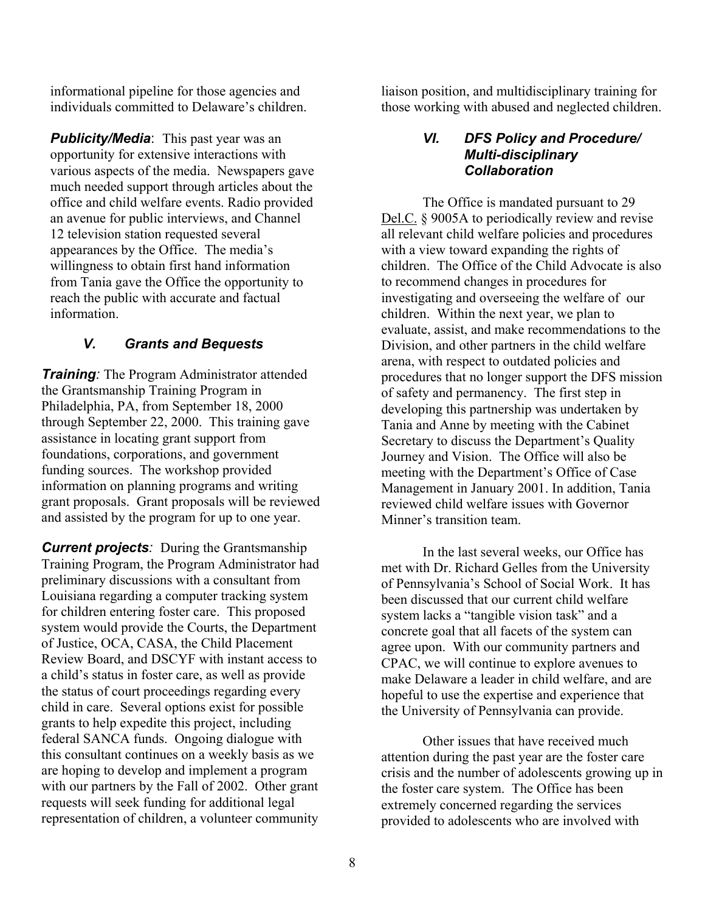informational pipeline for those agencies and individuals committed to Delaware's children.

***Publicity/Media***: This past year was an opportunity for extensive interactions with various aspects of the media. Newspapers gave much needed support through articles about the office and child welfare events. Radio provided an avenue for public interviews, and Channel 12 television station requested several appearances by the Office. The media's willingness to obtain first hand information from Tania gave the Office the opportunity to reach the public with accurate and factual information.

## *V. Grants and Bequests*

***Training***: The Program Administrator attended the Grantsmanship Training Program in Philadelphia, PA, from September 18, 2000 through September 22, 2000. This training gave assistance in locating grant support from foundations, corporations, and government funding sources. The workshop provided information on planning programs and writing grant proposals. Grant proposals will be reviewed and assisted by the program for up to one year.

***Current projects***: During the Grantsmanship Training Program, the Program Administrator had preliminary discussions with a consultant from Louisiana regarding a computer tracking system for children entering foster care. This proposed system would provide the Courts, the Department of Justice, OCA, CASA, the Child Placement Review Board, and DSCYF with instant access to a child's status in foster care, as well as provide the status of court proceedings regarding every child in care. Several options exist for possible grants to help expedite this project, including federal SANCA funds. Ongoing dialogue with this consultant continues on a weekly basis as we are hoping to develop and implement a program with our partners by the Fall of 2002. Other grant requests will seek funding for additional legal representation of children, a volunteer community liaison position, and multidisciplinary training for those working with abused and neglected children.

## *VI. DFS Policy and Procedure/ Multi-disciplinary Collaboration*

The Office is mandated pursuant to 29 Del.C. § 9005A to periodically review and revise all relevant child welfare policies and procedures with a view toward expanding the rights of children. The Office of the Child Advocate is also to recommend changes in procedures for investigating and overseeing the welfare of our children. Within the next year, we plan to evaluate, assist, and make recommendations to the Division, and other partners in the child welfare arena, with respect to outdated policies and procedures that no longer support the DFS mission of safety and permanency. The first step in developing this partnership was undertaken by Tania and Anne by meeting with the Cabinet Secretary to discuss the Department's Quality Journey and Vision. The Office will also be meeting with the Department's Office of Case Management in January 2001. In addition, Tania reviewed child welfare issues with Governor Minner's transition team.

In the last several weeks, our Office has met with Dr. Richard Gelles from the University of Pennsylvania's School of Social Work. It has been discussed that our current child welfare system lacks a "tangible vision task" and a concrete goal that all facets of the system can agree upon. With our community partners and CPAC, we will continue to explore avenues to make Delaware a leader in child welfare, and are hopeful to use the expertise and experience that the University of Pennsylvania can provide.

Other issues that have received much attention during the past year are the foster care crisis and the number of adolescents growing up in the foster care system. The Office has been extremely concerned regarding the services provided to adolescents who are involved with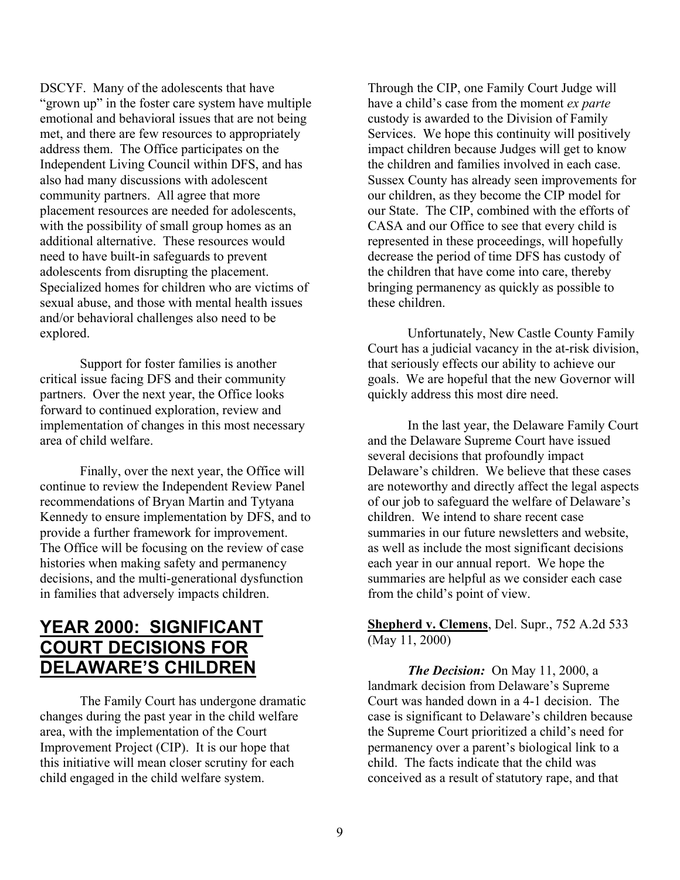DSCYF. Many of the adolescents that have "grown up" in the foster care system have multiple emotional and behavioral issues that are not being met, and there are few resources to appropriately address them. The Office participates on the Independent Living Council within DFS, and has also had many discussions with adolescent community partners. All agree that more placement resources are needed for adolescents, with the possibility of small group homes as an additional alternative. These resources would need to have built-in safeguards to prevent adolescents from disrupting the placement. Specialized homes for children who are victims of sexual abuse, and those with mental health issues and/or behavioral challenges also need to be explored.

Support for foster families is another critical issue facing DFS and their community partners. Over the next year, the Office looks forward to continued exploration, review and implementation of changes in this most necessary area of child welfare.

Finally, over the next year, the Office will continue to review the Independent Review Panel recommendations of Bryan Martin and Tytyana Kennedy to ensure implementation by DFS, and to provide a further framework for improvement. The Office will be focusing on the review of case histories when making safety and permanency decisions, and the multi-generational dysfunction in families that adversely impacts children.

## YEAR 2000: SIGNIFICANT COURT DECISIONS FOR DELAWARE'S CHILDREN

The Family Court has undergone dramatic changes during the past year in the child welfare area, with the implementation of the Court Improvement Project (CIP). It is our hope that this initiative will mean closer scrutiny for each child engaged in the child welfare system.

Through the CIP, one Family Court Judge will have a child's case from the moment *ex parte* custody is awarded to the Division of Family Services. We hope this continuity will positively impact children because Judges will get to know the children and families involved in each case. Sussex County has already seen improvements for our children, as they become the CIP model for our State. The CIP, combined with the efforts of CASA and our Office to see that every child is represented in these proceedings, will hopefully decrease the period of time DFS has custody of the children that have come into care, thereby bringing permanency as quickly as possible to these children.

Unfortunately, New Castle County Family Court has a judicial vacancy in the at-risk division, that seriously effects our ability to achieve our goals. We are hopeful that the new Governor will quickly address this most dire need.

In the last year, the Delaware Family Court and the Delaware Supreme Court have issued several decisions that profoundly impact Delaware's children. We believe that these cases are noteworthy and directly affect the legal aspects of our job to safeguard the welfare of Delaware's children. We intend to share recent case summaries in our future newsletters and website, as well as include the most significant decisions each year in our annual report. We hope the summaries are helpful as we consider each case from the child's point of view.

**Shepherd v. Clemens**, Del. Supr., 752 A.2d 533 (May 11, 2000)

***The Decision:*** On May 11, 2000, a landmark decision from Delaware's Supreme Court was handed down in a 4-1 decision. The case is significant to Delaware's children because the Supreme Court prioritized a child's need for permanency over a parent's biological link to a child. The facts indicate that the child was conceived as a result of statutory rape, and that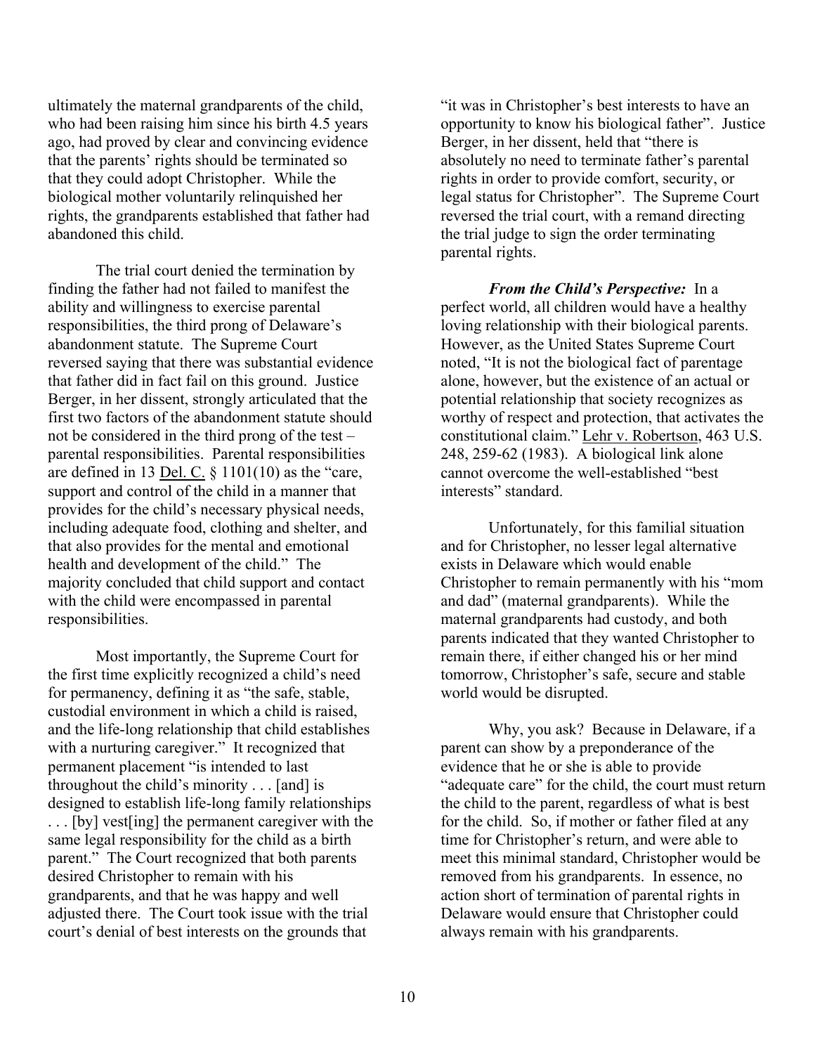ultimately the maternal grandparents of the child, who had been raising him since his birth 4.5 years ago, had proved by clear and convincing evidence that the parents' rights should be terminated so that they could adopt Christopher. While the biological mother voluntarily relinquished her rights, the grandparents established that father had abandoned this child.

The trial court denied the termination by finding the father had not failed to manifest the ability and willingness to exercise parental responsibilities, the third prong of Delaware's abandonment statute. The Supreme Court reversed saying that there was substantial evidence that father did in fact fail on this ground. Justice Berger, in her dissent, strongly articulated that the first two factors of the abandonment statute should not be considered in the third prong of the test – parental responsibilities. Parental responsibilities are defined in 13 Del. C. § 1101(10) as the "care, support and control of the child in a manner that provides for the child's necessary physical needs, including adequate food, clothing and shelter, and that also provides for the mental and emotional health and development of the child." The majority concluded that child support and contact with the child were encompassed in parental responsibilities.

Most importantly, the Supreme Court for the first time explicitly recognized a child's need for permanency, defining it as "the safe, stable, custodial environment in which a child is raised, and the life-long relationship that child establishes with a nurturing caregiver." It recognized that permanent placement "is intended to last throughout the child's minority . . . [and] is designed to establish life-long family relationships . . . [by] vest[ing] the permanent caregiver with the same legal responsibility for the child as a birth parent." The Court recognized that both parents desired Christopher to remain with his grandparents, and that he was happy and well adjusted there. The Court took issue with the trial court's denial of best interests on the grounds that "it was in Christopher's best interests to have an opportunity to know his biological father". Justice Berger, in her dissent, held that "there is absolutely no need to terminate father's parental rights in order to provide comfort, security, or legal status for Christopher". The Supreme Court reversed the trial court, with a remand directing the trial judge to sign the order terminating parental rights.

***From the Child's Perspective:*** In a perfect world, all children would have a healthy loving relationship with their biological parents. However, as the United States Supreme Court noted, "It is not the biological fact of parentage alone, however, but the existence of an actual or potential relationship that society recognizes as worthy of respect and protection, that activates the constitutional claim." Lehr v. Robertson, 463 U.S. 248, 259-62 (1983). A biological link alone cannot overcome the well-established "best interests" standard.

Unfortunately, for this familial situation and for Christopher, no lesser legal alternative exists in Delaware which would enable Christopher to remain permanently with his "mom and dad" (maternal grandparents). While the maternal grandparents had custody, and both parents indicated that they wanted Christopher to remain there, if either changed his or her mind tomorrow, Christopher's safe, secure and stable world would be disrupted.

Why, you ask? Because in Delaware, if a parent can show by a preponderance of the evidence that he or she is able to provide "adequate care" for the child, the court must return the child to the parent, regardless of what is best for the child. So, if mother or father filed at any time for Christopher's return, and were able to meet this minimal standard, Christopher would be removed from his grandparents. In essence, no action short of termination of parental rights in Delaware would ensure that Christopher could always remain with his grandparents.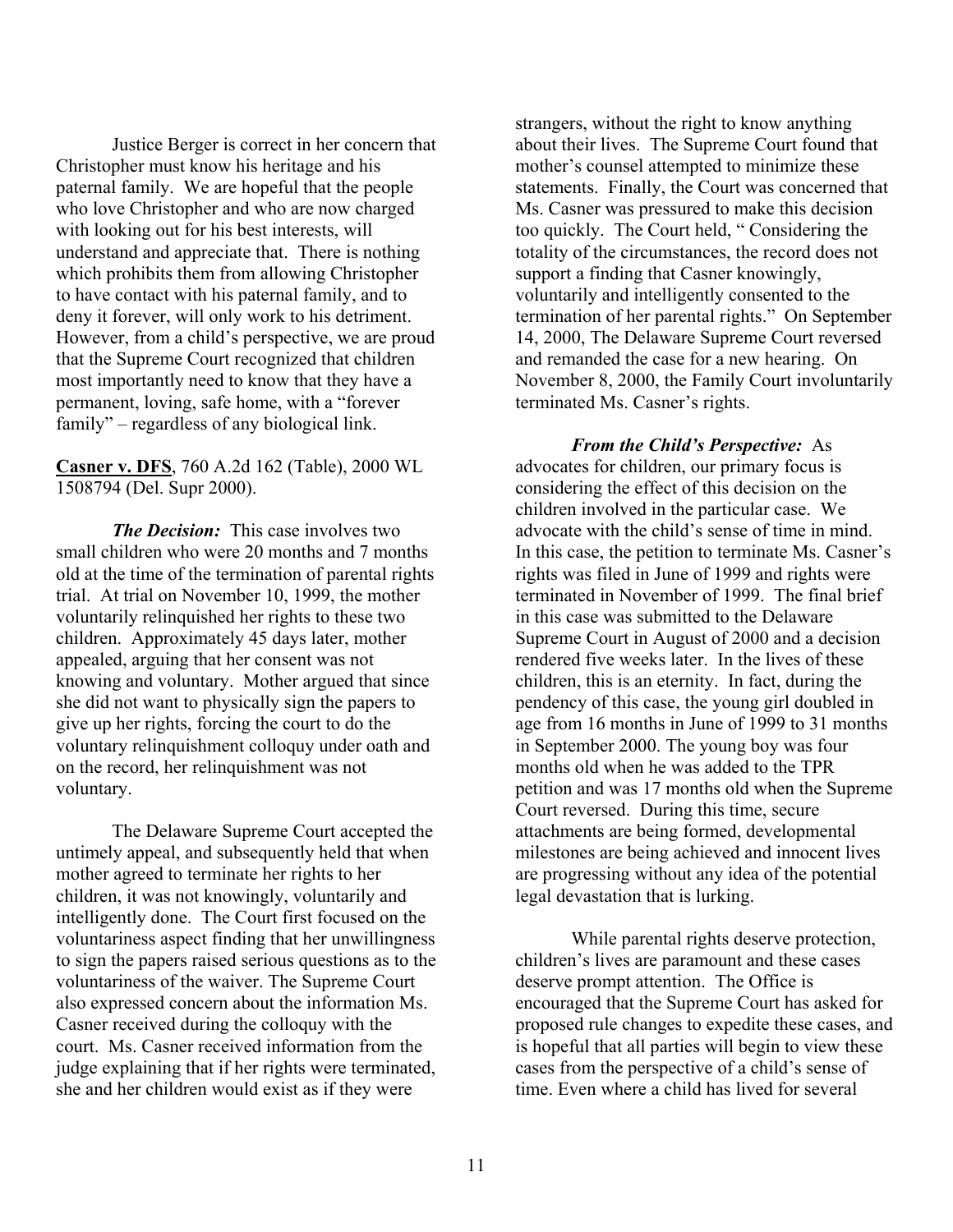Justice Berger is correct in her concern that Christopher must know his heritage and his paternal family. We are hopeful that the people who love Christopher and who are now charged with looking out for his best interests, will understand and appreciate that. There is nothing which prohibits them from allowing Christopher to have contact with his paternal family, and to deny it forever, will only work to his detriment. However, from a child's perspective, we are proud that the Supreme Court recognized that children most importantly need to know that they have a permanent, loving, safe home, with a "forever family" – regardless of any biological link.

**Casner v. DFS**, 760 A.2d 162 (Table), 2000 WL 1508794 (Del. Supr 2000).

***The Decision:*** This case involves two small children who were 20 months and 7 months old at the time of the termination of parental rights trial. At trial on November 10, 1999, the mother voluntarily relinquished her rights to these two children. Approximately 45 days later, mother appealed, arguing that her consent was not knowing and voluntary. Mother argued that since she did not want to physically sign the papers to give up her rights, forcing the court to do the voluntary relinquishment colloquy under oath and on the record, her relinquishment was not voluntary.

The Delaware Supreme Court accepted the untimely appeal, and subsequently held that when mother agreed to terminate her rights to her children, it was not knowingly, voluntarily and intelligently done. The Court first focused on the voluntariness aspect finding that her unwillingness to sign the papers raised serious questions as to the voluntariness of the waiver. The Supreme Court also expressed concern about the information Ms. Casner received during the colloquy with the court. Ms. Casner received information from the judge explaining that if her rights were terminated, she and her children would exist as if they were strangers, without the right to know anything about their lives. The Supreme Court found that mother's counsel attempted to minimize these statements. Finally, the Court was concerned that Ms. Casner was pressured to make this decision too quickly. The Court held, " Considering the totality of the circumstances, the record does not support a finding that Casner knowingly, voluntarily and intelligently consented to the termination of her parental rights." On September 14, 2000, The Delaware Supreme Court reversed and remanded the case for a new hearing. On November 8, 2000, the Family Court involuntarily terminated Ms. Casner's rights.

***From the Child's Perspective:*** As advocates for children, our primary focus is considering the effect of this decision on the children involved in the particular case. We advocate with the child's sense of time in mind. In this case, the petition to terminate Ms. Casner's rights was filed in June of 1999 and rights were terminated in November of 1999. The final brief in this case was submitted to the Delaware Supreme Court in August of 2000 and a decision rendered five weeks later. In the lives of these children, this is an eternity. In fact, during the pendency of this case, the young girl doubled in age from 16 months in June of 1999 to 31 months in September 2000. The young boy was four months old when he was added to the TPR petition and was 17 months old when the Supreme Court reversed. During this time, secure attachments are being formed, developmental milestones are being achieved and innocent lives are progressing without any idea of the potential legal devastation that is lurking.

While parental rights deserve protection, children's lives are paramount and these cases deserve prompt attention. The Office is encouraged that the Supreme Court has asked for proposed rule changes to expedite these cases, and is hopeful that all parties will begin to view these cases from the perspective of a child's sense of time. Even where a child has lived for several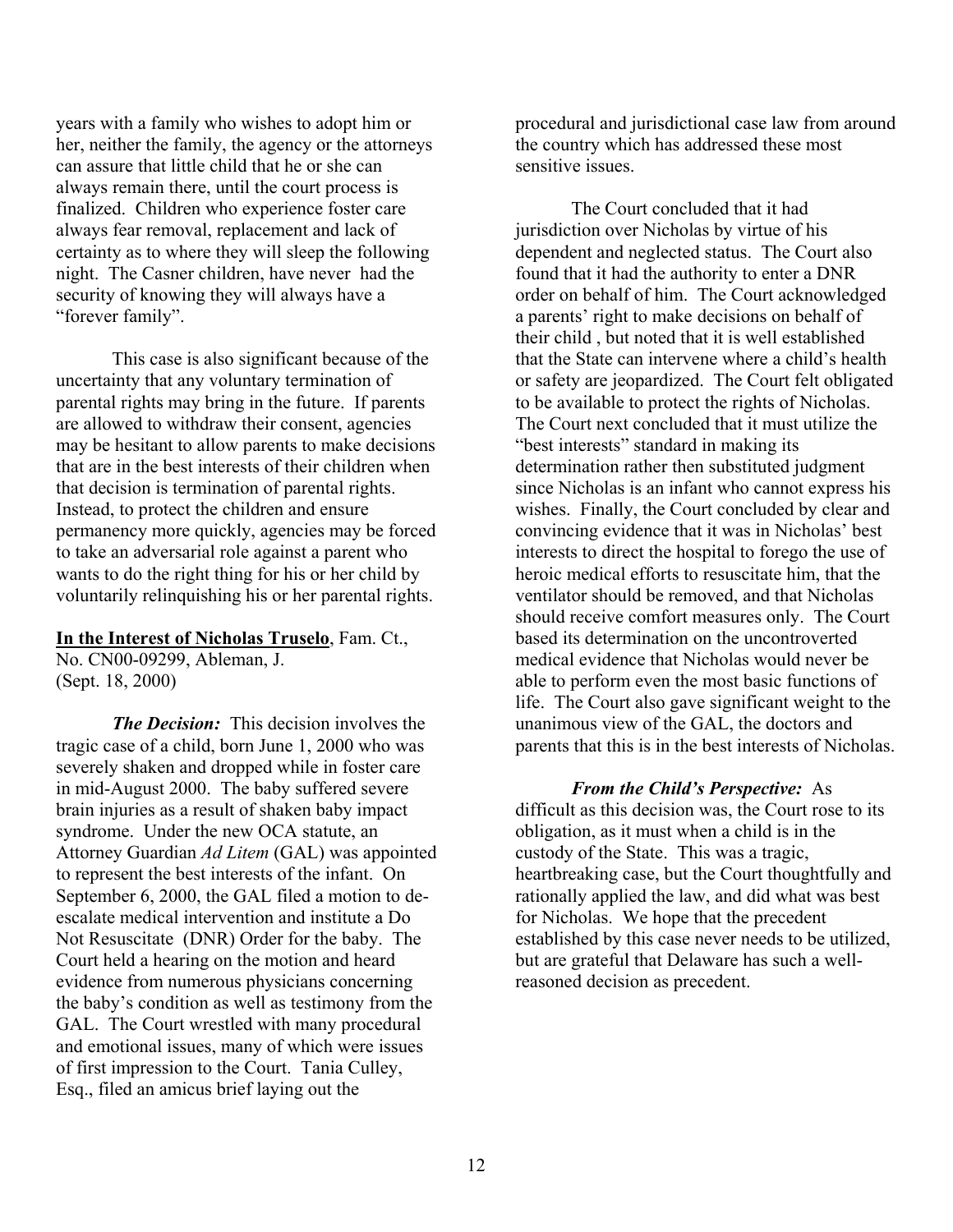years with a family who wishes to adopt him or her, neither the family, the agency or the attorneys can assure that little child that he or she can always remain there, until the court process is finalized. Children who experience foster care always fear removal, replacement and lack of certainty as to where they will sleep the following night. The Casner children, have never had the security of knowing they will always have a "forever family".

This case is also significant because of the uncertainty that any voluntary termination of parental rights may bring in the future. If parents are allowed to withdraw their consent, agencies may be hesitant to allow parents to make decisions that are in the best interests of their children when that decision is termination of parental rights. Instead, to protect the children and ensure permanency more quickly, agencies may be forced to take an adversarial role against a parent who wants to do the right thing for his or her child by voluntarily relinquishing his or her parental rights.

**In the Interest of Nicholas Truselo**, Fam. Ct., No. CN00-09299, Ableman, J. (Sept. 18, 2000)

***The Decision:*** This decision involves the tragic case of a child, born June 1, 2000 who was severely shaken and dropped while in foster care in mid-August 2000. The baby suffered severe brain injuries as a result of shaken baby impact syndrome. Under the new OCA statute, an Attorney Guardian *Ad Litem* (GAL) was appointed to represent the best interests of the infant. On September 6, 2000, the GAL filed a motion to de-escalate medical intervention and institute a Do Not Resuscitate (DNR) Order for the baby. The Court held a hearing on the motion and heard evidence from numerous physicians concerning the baby's condition as well as testimony from the GAL. The Court wrestled with many procedural and emotional issues, many of which were issues of first impression to the Court. Tania Culley, Esq., filed an amicus brief laying out the procedural and jurisdictional case law from around the country which has addressed these most sensitive issues.

The Court concluded that it had jurisdiction over Nicholas by virtue of his dependent and neglected status. The Court also found that it had the authority to enter a DNR order on behalf of him. The Court acknowledged a parents' right to make decisions on behalf of their child , but noted that it is well established that the State can intervene where a child's health or safety are jeopardized. The Court felt obligated to be available to protect the rights of Nicholas. The Court next concluded that it must utilize the "best interests" standard in making its determination rather then substituted judgment since Nicholas is an infant who cannot express his wishes. Finally, the Court concluded by clear and convincing evidence that it was in Nicholas' best interests to direct the hospital to forego the use of heroic medical efforts to resuscitate him, that the ventilator should be removed, and that Nicholas should receive comfort measures only. The Court based its determination on the uncontroverted medical evidence that Nicholas would never be able to perform even the most basic functions of life. The Court also gave significant weight to the unanimous view of the GAL, the doctors and parents that this is in the best interests of Nicholas.

***From the Child's Perspective:*** As difficult as this decision was, the Court rose to its obligation, as it must when a child is in the custody of the State. This was a tragic, heartbreaking case, but the Court thoughtfully and rationally applied the law, and did what was best for Nicholas. We hope that the precedent established by this case never needs to be utilized, but are grateful that Delaware has such a well-reasoned decision as precedent.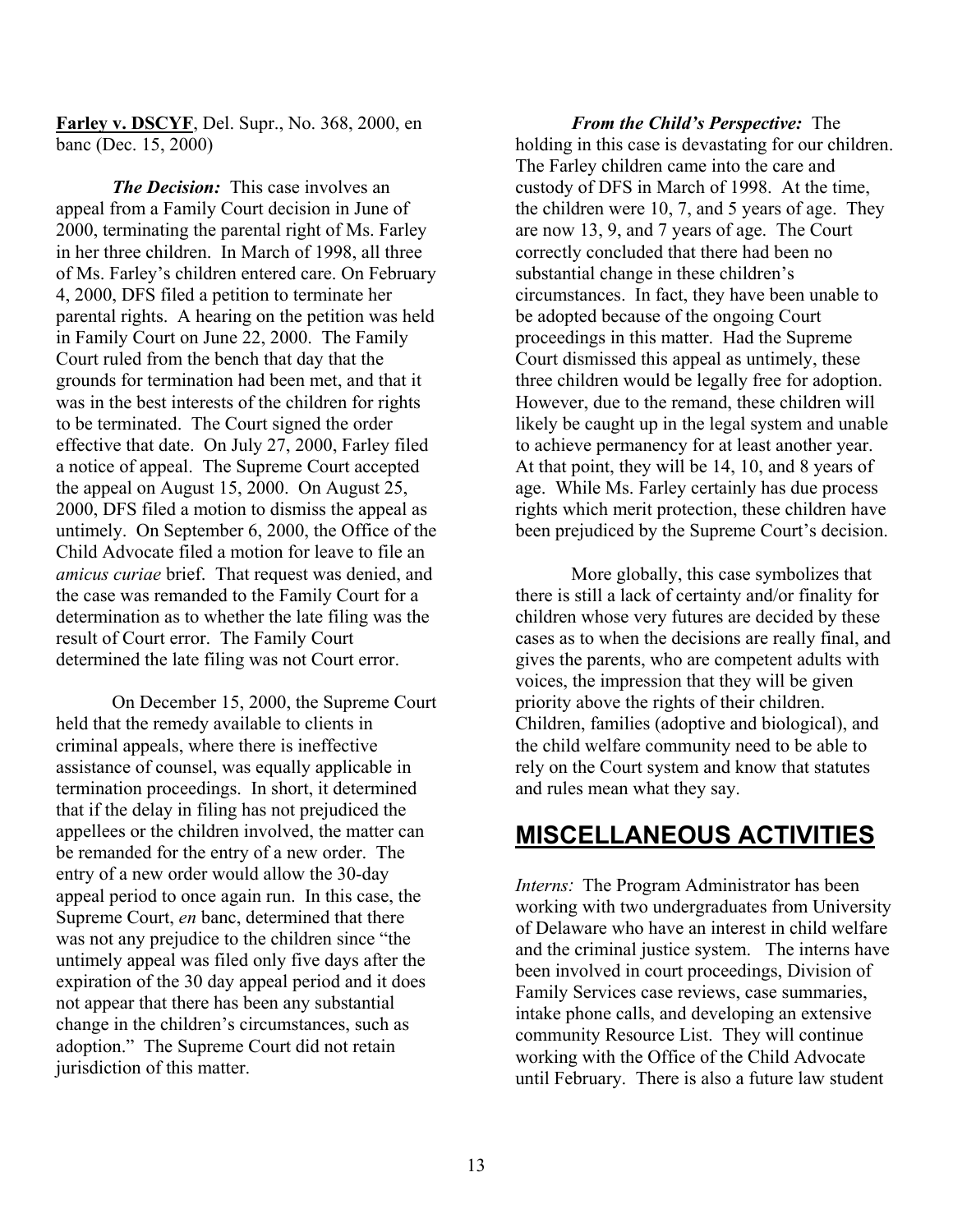**Farley v. DSCYF**, Del. Supr., No. 368, 2000, en banc (Dec. 15, 2000)

***The Decision:*** This case involves an appeal from a Family Court decision in June of 2000, terminating the parental right of Ms. Farley in her three children. In March of 1998, all three of Ms. Farley's children entered care. On February 4, 2000, DFS filed a petition to terminate her parental rights. A hearing on the petition was held in Family Court on June 22, 2000. The Family Court ruled from the bench that day that the grounds for termination had been met, and that it was in the best interests of the children for rights to be terminated. The Court signed the order effective that date. On July 27, 2000, Farley filed a notice of appeal. The Supreme Court accepted the appeal on August 15, 2000. On August 25, 2000, DFS filed a motion to dismiss the appeal as untimely. On September 6, 2000, the Office of the Child Advocate filed a motion for leave to file an *amicus curiae* brief. That request was denied, and the case was remanded to the Family Court for a determination as to whether the late filing was the result of Court error. The Family Court determined the late filing was not Court error.

On December 15, 2000, the Supreme Court held that the remedy available to clients in criminal appeals, where there is ineffective assistance of counsel, was equally applicable in termination proceedings. In short, it determined that if the delay in filing has not prejudiced the appellees or the children involved, the matter can be remanded for the entry of a new order. The entry of a new order would allow the 30-day appeal period to once again run. In this case, the Supreme Court, *en* banc, determined that there was not any prejudice to the children since "the untimely appeal was filed only five days after the expiration of the 30 day appeal period and it does not appear that there has been any substantial change in the children's circumstances, such as adoption." The Supreme Court did not retain jurisdiction of this matter.

***From the Child's Perspective:*** The holding in this case is devastating for our children. The Farley children came into the care and custody of DFS in March of 1998. At the time, the children were 10, 7, and 5 years of age. They are now 13, 9, and 7 years of age. The Court correctly concluded that there had been no substantial change in these children's circumstances. In fact, they have been unable to be adopted because of the ongoing Court proceedings in this matter. Had the Supreme Court dismissed this appeal as untimely, these three children would be legally free for adoption. However, due to the remand, these children will likely be caught up in the legal system and unable to achieve permanency for at least another year. At that point, they will be 14, 10, and 8 years of age. While Ms. Farley certainly has due process rights which merit protection, these children have been prejudiced by the Supreme Court's decision.

More globally, this case symbolizes that there is still a lack of certainty and/or finality for children whose very futures are decided by these cases as to when the decisions are really final, and gives the parents, who are competent adults with voices, the impression that they will be given priority above the rights of their children. Children, families (adoptive and biological), and the child welfare community need to be able to rely on the Court system and know that statutes and rules mean what they say.

## MISCELLANEOUS ACTIVITIES

*Interns:* The Program Administrator has been working with two undergraduates from University of Delaware who have an interest in child welfare and the criminal justice system. The interns have been involved in court proceedings, Division of Family Services case reviews, case summaries, intake phone calls, and developing an extensive community Resource List. They will continue working with the Office of the Child Advocate until February. There is also a future law student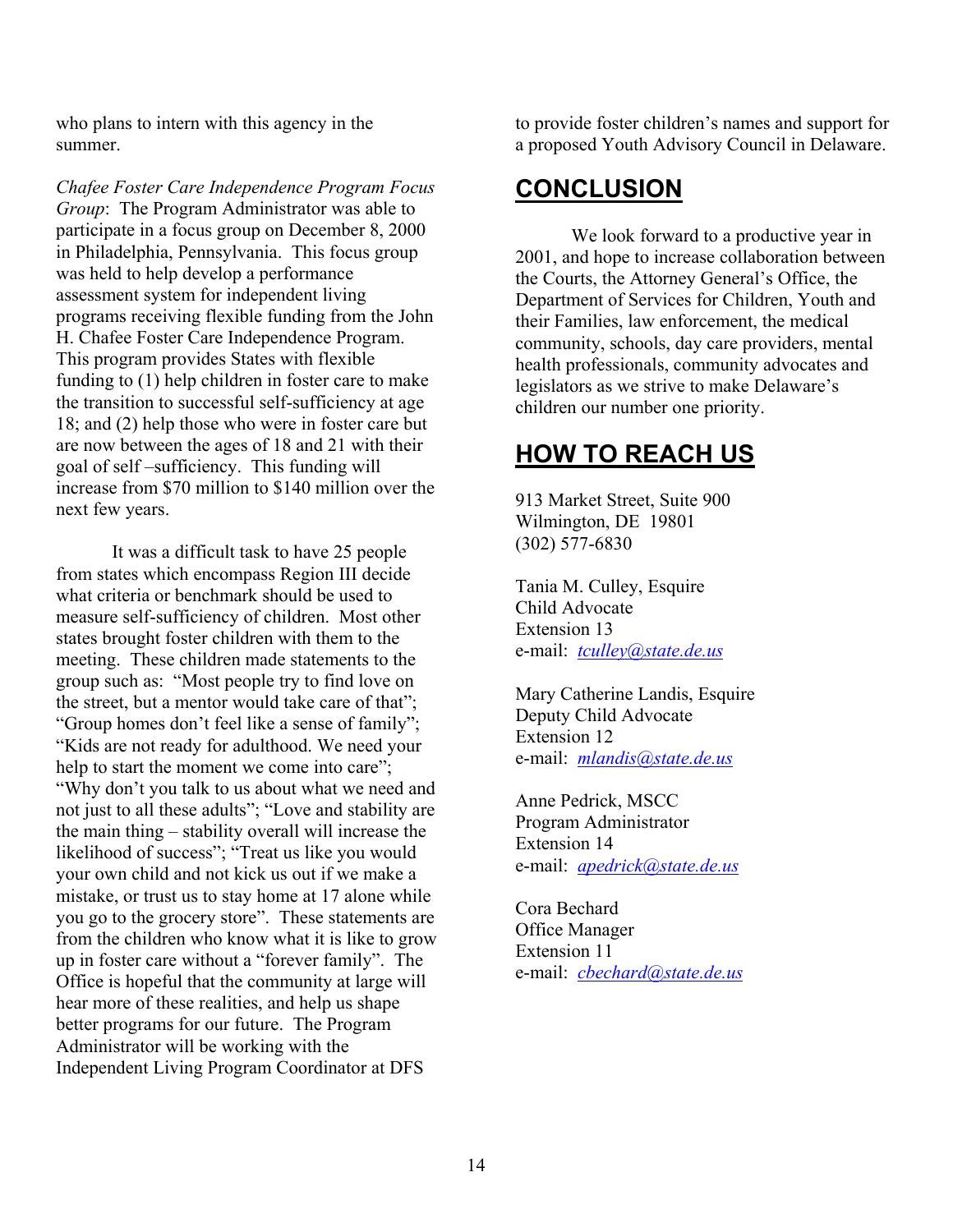who plans to intern with this agency in the summer.

*Chafee Foster Care Independence Program Focus Group*: The Program Administrator was able to participate in a focus group on December 8, 2000 in Philadelphia, Pennsylvania. This focus group was held to help develop a performance assessment system for independent living programs receiving flexible funding from the John H. Chafee Foster Care Independence Program. This program provides States with flexible funding to (1) help children in foster care to make the transition to successful self-sufficiency at age 18; and (2) help those who were in foster care but are now between the ages of 18 and 21 with their goal of self –sufficiency. This funding will increase from $70 million to $140 million over the next few years.

It was a difficult task to have 25 people from states which encompass Region III decide what criteria or benchmark should be used to measure self-sufficiency of children. Most other states brought foster children with them to the meeting. These children made statements to the group such as: "Most people try to find love on the street, but a mentor would take care of that"; "Group homes don't feel like a sense of family"; "Kids are not ready for adulthood. We need your help to start the moment we come into care"; "Why don't you talk to us about what we need and not just to all these adults"; "Love and stability are the main thing – stability overall will increase the likelihood of success"; "Treat us like you would your own child and not kick us out if we make a mistake, or trust us to stay home at 17 alone while you go to the grocery store". These statements are from the children who know what it is like to grow up in foster care without a "forever family". The Office is hopeful that the community at large will hear more of these realities, and help us shape better programs for our future. The Program Administrator will be working with the Independent Living Program Coordinator at DFS to provide foster children's names and support for a proposed Youth Advisory Council in Delaware.

## CONCLUSION

We look forward to a productive year in 2001, and hope to increase collaboration between the Courts, the Attorney General's Office, the Department of Services for Children, Youth and their Families, law enforcement, the medical community, schools, day care providers, mental health professionals, community advocates and legislators as we strive to make Delaware's children our number one priority.

## HOW TO REACH US

913 Market Street, Suite 900
Wilmington, DE 19801
(302) 577-6830

Tania M. Culley, Esquire
Child Advocate
Extension 13
e-mail: tculley@state.de.us

Mary Catherine Landis, Esquire
Deputy Child Advocate
Extension 12
e-mail: mlandis@state.de.us

Anne Pedrick, MSCC
Program Administrator
Extension 14
e-mail: apedrick@state.de.us

Cora Bechard
Office Manager
Extension 11
e-mail: cbechard@state.de.us